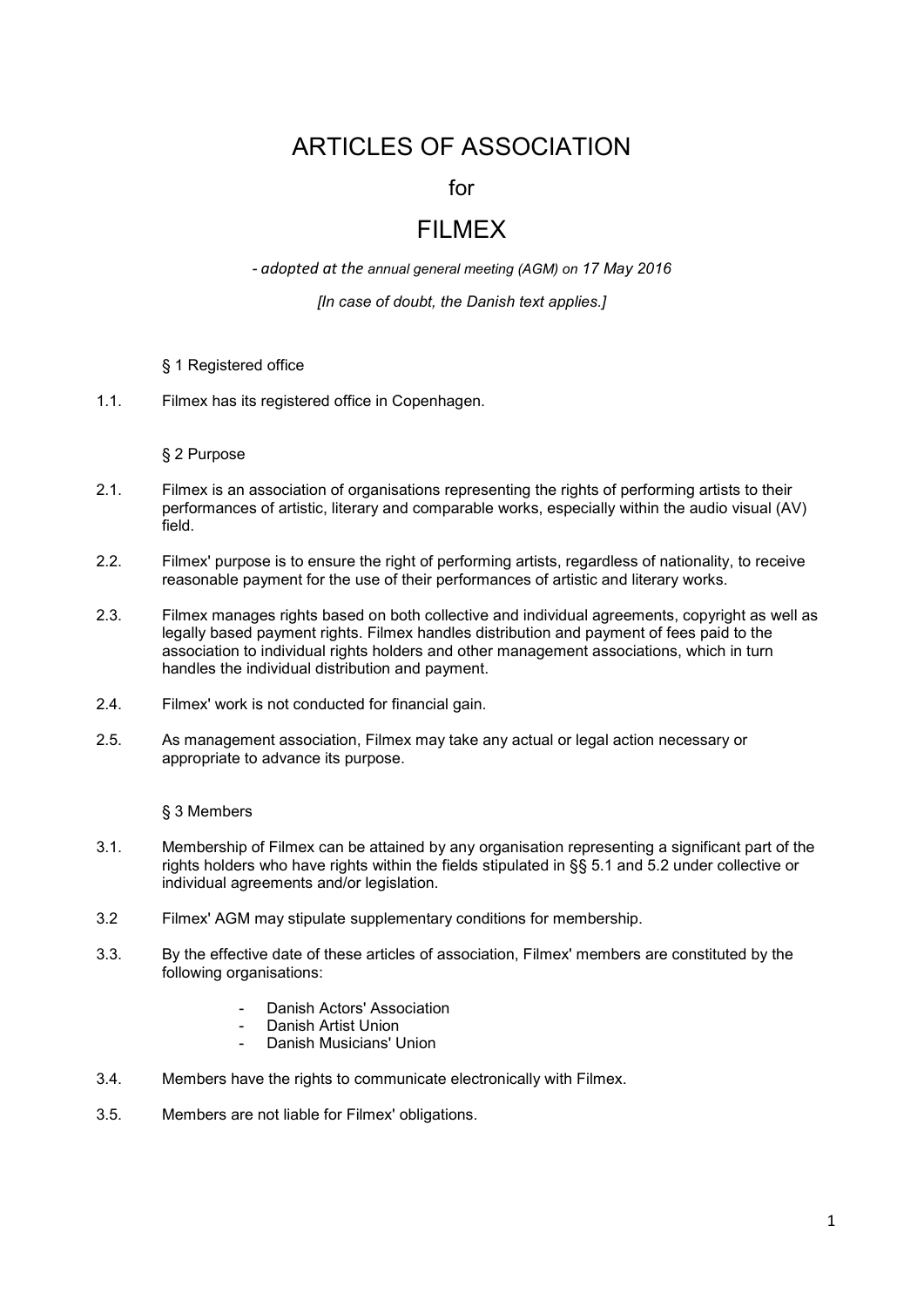# ARTICLES OF ASSOCIATION

for

# FILMEX

*- adopted at the annual general meeting (AGM) on 17 May 2016*

*[In case of doubt, the Danish text applies.]*

## § 1 Registered office

1.1. Filmex has its registered office in Copenhagen.

## § 2 Purpose

2.1. Filmex is an association of organisations representing the rights of performing artists to their performances of artistic, literary and comparable works, especially within the audio visual (AV) field.

2.2. Filmex' purpose is to ensure the right of performing artists, regardless of nationality, to receive reasonable payment for the use of their performances of artistic and literary works.

2.3. Filmex manages rights based on both collective and individual agreements, copyright as well as legally based payment rights. Filmex handles distribution and payment of fees paid to the association to individual rights holders and other management associations, which in turn handles the individual distribution and payment.

2.4. Filmex' work is not conducted for financial gain.

2.5. As management association, Filmex may take any actual or legal action necessary or appropriate to advance its purpose.

## § 3 Members

3.1. Membership of Filmex can be attained by any organisation representing a significant part of the rights holders who have rights within the fields stipulated in §§ 5.1 and 5.2 under collective or individual agreements and/or legislation.

3.2 Filmex' AGM may stipulate supplementary conditions for membership.

3.3. By the effective date of these articles of association, Filmex' members are constituted by the following organisations:

- Danish Actors' Association
- Danish Artist Union
- Danish Musicians' Union

3.4. Members have the rights to communicate electronically with Filmex.

3.5. Members are not liable for Filmex' obligations.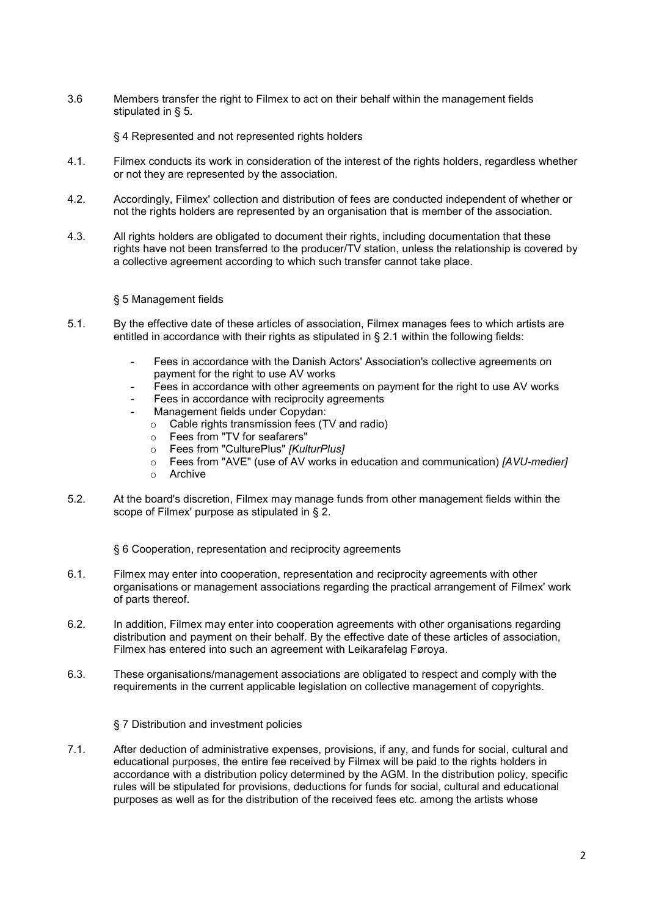3.6 Members transfer the right to Filmex to act on their behalf within the management fields stipulated in § 5.

## § 4 Represented and not represented rights holders

4.1. Filmex conducts its work in consideration of the interest of the rights holders, regardless whether or not they are represented by the association.

4.2. Accordingly, Filmex' collection and distribution of fees are conducted independent of whether or not the rights holders are represented by an organisation that is member of the association.

4.3. All rights holders are obligated to document their rights, including documentation that these rights have not been transferred to the producer/TV station, unless the relationship is covered by a collective agreement according to which such transfer cannot take place.

## § 5 Management fields

5.1. By the effective date of these articles of association, Filmex manages fees to which artists are entitled in accordance with their rights as stipulated in § 2.1 within the following fields:

- Fees in accordance with the Danish Actors' Association's collective agreements on payment for the right to use AV works
- Fees in accordance with other agreements on payment for the right to use AV works
- Fees in accordance with reciprocity agreements
- Management fields under Copydan:
  - Cable rights transmission fees (TV and radio)
  - Fees from "TV for seafarers"
  - Fees from "CulturePlus" *[KulturPlus]*
  - Fees from "AVE" (use of AV works in education and communication) *[AVU-medier]*
  - Archive

5.2. At the board's discretion, Filmex may manage funds from other management fields within the scope of Filmex' purpose as stipulated in § 2.

## § 6 Cooperation, representation and reciprocity agreements

6.1. Filmex may enter into cooperation, representation and reciprocity agreements with other organisations or management associations regarding the practical arrangement of Filmex' work of parts thereof.

6.2. In addition, Filmex may enter into cooperation agreements with other organisations regarding distribution and payment on their behalf. By the effective date of these articles of association, Filmex has entered into such an agreement with Leikarafelag Føroya.

6.3. These organisations/management associations are obligated to respect and comply with the requirements in the current applicable legislation on collective management of copyrights.

## § 7 Distribution and investment policies

7.1. After deduction of administrative expenses, provisions, if any, and funds for social, cultural and educational purposes, the entire fee received by Filmex will be paid to the rights holders in accordance with a distribution policy determined by the AGM. In the distribution policy, specific rules will be stipulated for provisions, deductions for funds for social, cultural and educational purposes as well as for the distribution of the received fees etc. among the artists whose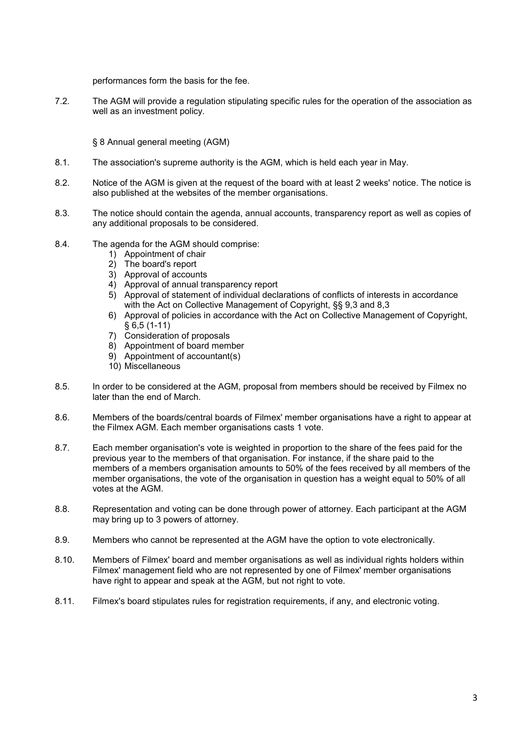performances form the basis for the fee.

7.2. The AGM will provide a regulation stipulating specific rules for the operation of the association as well as an investment policy.

## § 8 Annual general meeting (AGM)

8.1. The association's supreme authority is the AGM, which is held each year in May.

8.2. Notice of the AGM is given at the request of the board with at least 2 weeks' notice. The notice is also published at the websites of the member organisations.

8.3. The notice should contain the agenda, annual accounts, transparency report as well as copies of any additional proposals to be considered.

8.4. The agenda for the AGM should comprise:

1) Appointment of chair
2) The board's report
3) Approval of accounts
4) Approval of annual transparency report
5) Approval of statement of individual declarations of conflicts of interests in accordance with the Act on Collective Management of Copyright, §§ 9,3 and 8,3
6) Approval of policies in accordance with the Act on Collective Management of Copyright, § 6,5 (1-11)
7) Consideration of proposals
8) Appointment of board member
9) Appointment of accountant(s)
10) Miscellaneous

8.5. In order to be considered at the AGM, proposal from members should be received by Filmex no later than the end of March.

8.6. Members of the boards/central boards of Filmex' member organisations have a right to appear at the Filmex AGM. Each member organisations casts 1 vote.

8.7. Each member organisation's vote is weighted in proportion to the share of the fees paid for the previous year to the members of that organisation. For instance, if the share paid to the members of a members organisation amounts to 50% of the fees received by all members of the member organisations, the vote of the organisation in question has a weight equal to 50% of all votes at the AGM.

8.8. Representation and voting can be done through power of attorney. Each participant at the AGM may bring up to 3 powers of attorney.

8.9. Members who cannot be represented at the AGM have the option to vote electronically.

8.10. Members of Filmex' board and member organisations as well as individual rights holders within Filmex' management field who are not represented by one of Filmex' member organisations have right to appear and speak at the AGM, but not right to vote.

8.11. Filmex's board stipulates rules for registration requirements, if any, and electronic voting.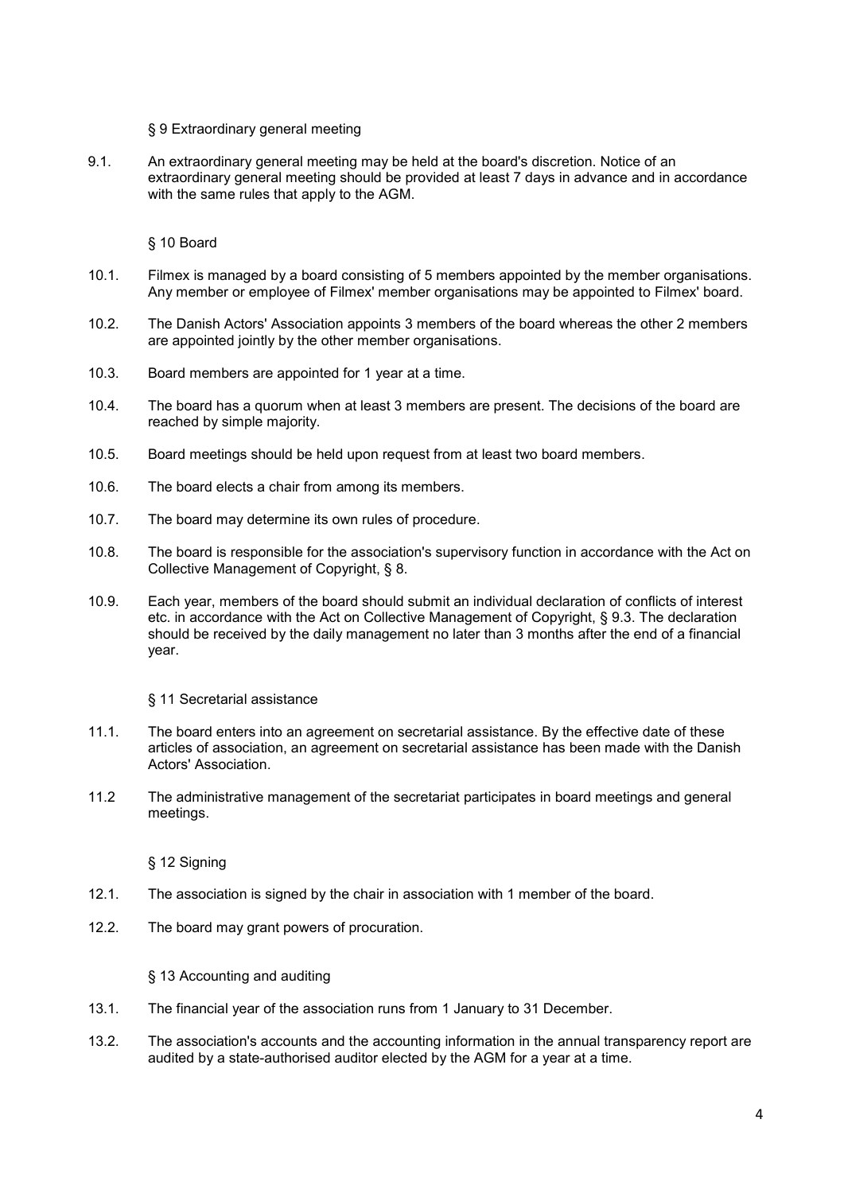## § 9 Extraordinary general meeting

9.1. An extraordinary general meeting may be held at the board's discretion. Notice of an extraordinary general meeting should be provided at least 7 days in advance and in accordance with the same rules that apply to the AGM.

## § 10 Board

10.1. Filmex is managed by a board consisting of 5 members appointed by the member organisations. Any member or employee of Filmex' member organisations may be appointed to Filmex' board.

10.2. The Danish Actors' Association appoints 3 members of the board whereas the other 2 members are appointed jointly by the other member organisations.

10.3. Board members are appointed for 1 year at a time.

10.4. The board has a quorum when at least 3 members are present. The decisions of the board are reached by simple majority.

10.5. Board meetings should be held upon request from at least two board members.

10.6. The board elects a chair from among its members.

10.7. The board may determine its own rules of procedure.

10.8. The board is responsible for the association's supervisory function in accordance with the Act on Collective Management of Copyright, § 8.

10.9. Each year, members of the board should submit an individual declaration of conflicts of interest etc. in accordance with the Act on Collective Management of Copyright, § 9.3. The declaration should be received by the daily management no later than 3 months after the end of a financial year.

## § 11 Secretarial assistance

11.1. The board enters into an agreement on secretarial assistance. By the effective date of these articles of association, an agreement on secretarial assistance has been made with the Danish Actors' Association.

11.2 The administrative management of the secretariat participates in board meetings and general meetings.

## § 12 Signing

12.1. The association is signed by the chair in association with 1 member of the board.

12.2. The board may grant powers of procuration.

## § 13 Accounting and auditing

13.1. The financial year of the association runs from 1 January to 31 December.

13.2. The association's accounts and the accounting information in the annual transparency report are audited by a state-authorised auditor elected by the AGM for a year at a time.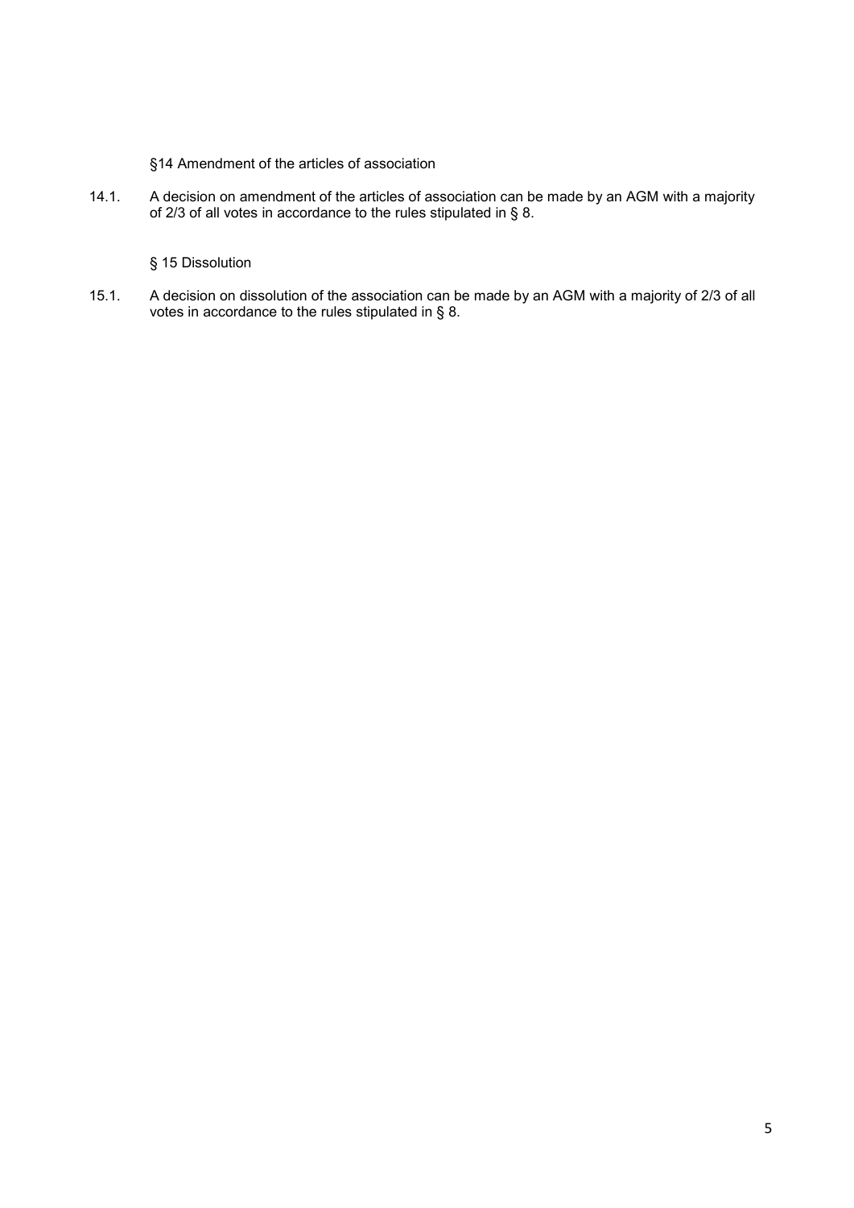## §14 Amendment of the articles of association

14.1. A decision on amendment of the articles of association can be made by an AGM with a majority of 2/3 of all votes in accordance to the rules stipulated in § 8.

## § 15 Dissolution

15.1. A decision on dissolution of the association can be made by an AGM with a majority of 2/3 of all votes in accordance to the rules stipulated in § 8.